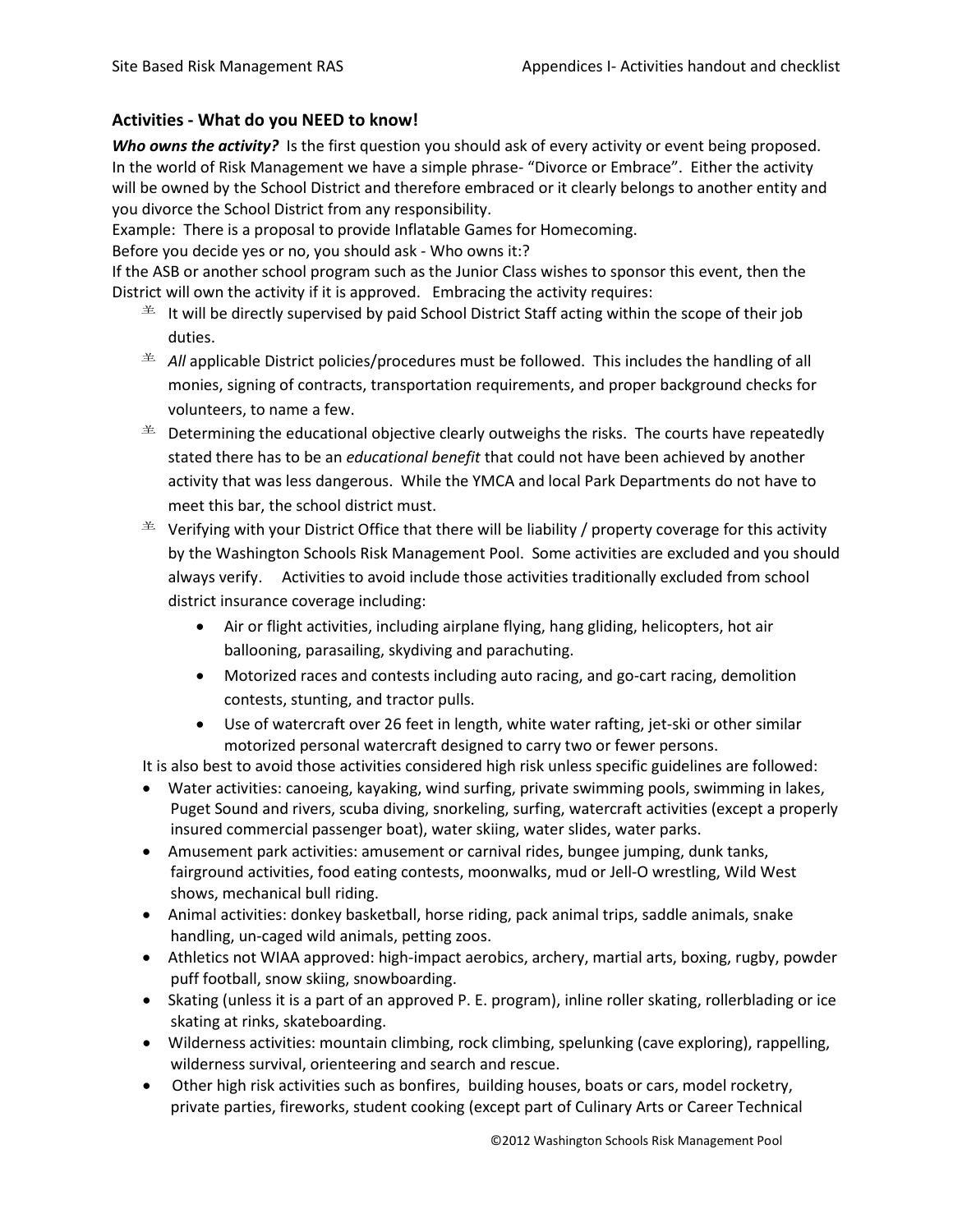## Activities - What do you NEED to know!

***Who owns the activity?*** Is the first question you should ask of every activity or event being proposed. In the world of Risk Management we have a simple phrase- "Divorce or Embrace". Either the activity will be owned by the School District and therefore embraced or it clearly belongs to another entity and you divorce the School District from any responsibility.

Example: There is a proposal to provide Inflatable Games for Homecoming.

Before you decide yes or no, you should ask - Who owns it:?

If the ASB or another school program such as the Junior Class wishes to sponsor this event, then the District will own the activity if it is approved. Embracing the activity requires:

- It will be directly supervised by paid School District Staff acting within the scope of their job duties.
- *All* applicable District policies/procedures must be followed. This includes the handling of all monies, signing of contracts, transportation requirements, and proper background checks for volunteers, to name a few.
- Determining the educational objective clearly outweighs the risks. The courts have repeatedly stated there has to be an *educational benefit* that could not have been achieved by another activity that was less dangerous. While the YMCA and local Park Departments do not have to meet this bar, the school district must.
- Verifying with your District Office that there will be liability / property coverage for this activity by the Washington Schools Risk Management Pool. Some activities are excluded and you should always verify. Activities to avoid include those activities traditionally excluded from school district insurance coverage including:
  - Air or flight activities, including airplane flying, hang gliding, helicopters, hot air ballooning, parasailing, skydiving and parachuting.
  - Motorized races and contests including auto racing, and go-cart racing, demolition contests, stunting, and tractor pulls.
  - Use of watercraft over 26 feet in length, white water rafting, jet-ski or other similar motorized personal watercraft designed to carry two or fewer persons.

It is also best to avoid those activities considered high risk unless specific guidelines are followed:

- Water activities: canoeing, kayaking, wind surfing, private swimming pools, swimming in lakes, Puget Sound and rivers, scuba diving, snorkeling, surfing, watercraft activities (except a properly insured commercial passenger boat), water skiing, water slides, water parks.
- Amusement park activities: amusement or carnival rides, bungee jumping, dunk tanks, fairground activities, food eating contests, moonwalks, mud or Jell-O wrestling, Wild West shows, mechanical bull riding.
- Animal activities: donkey basketball, horse riding, pack animal trips, saddle animals, snake handling, un-caged wild animals, petting zoos.
- Athletics not WIAA approved: high-impact aerobics, archery, martial arts, boxing, rugby, powder puff football, snow skiing, snowboarding.
- Skating (unless it is a part of an approved P. E. program), inline roller skating, rollerblading or ice skating at rinks, skateboarding.
- Wilderness activities: mountain climbing, rock climbing, spelunking (cave exploring), rappelling, wilderness survival, orienteering and search and rescue.
- Other high risk activities such as bonfires, building houses, boats or cars, model rocketry, private parties, fireworks, student cooking (except part of Culinary Arts or Career Technical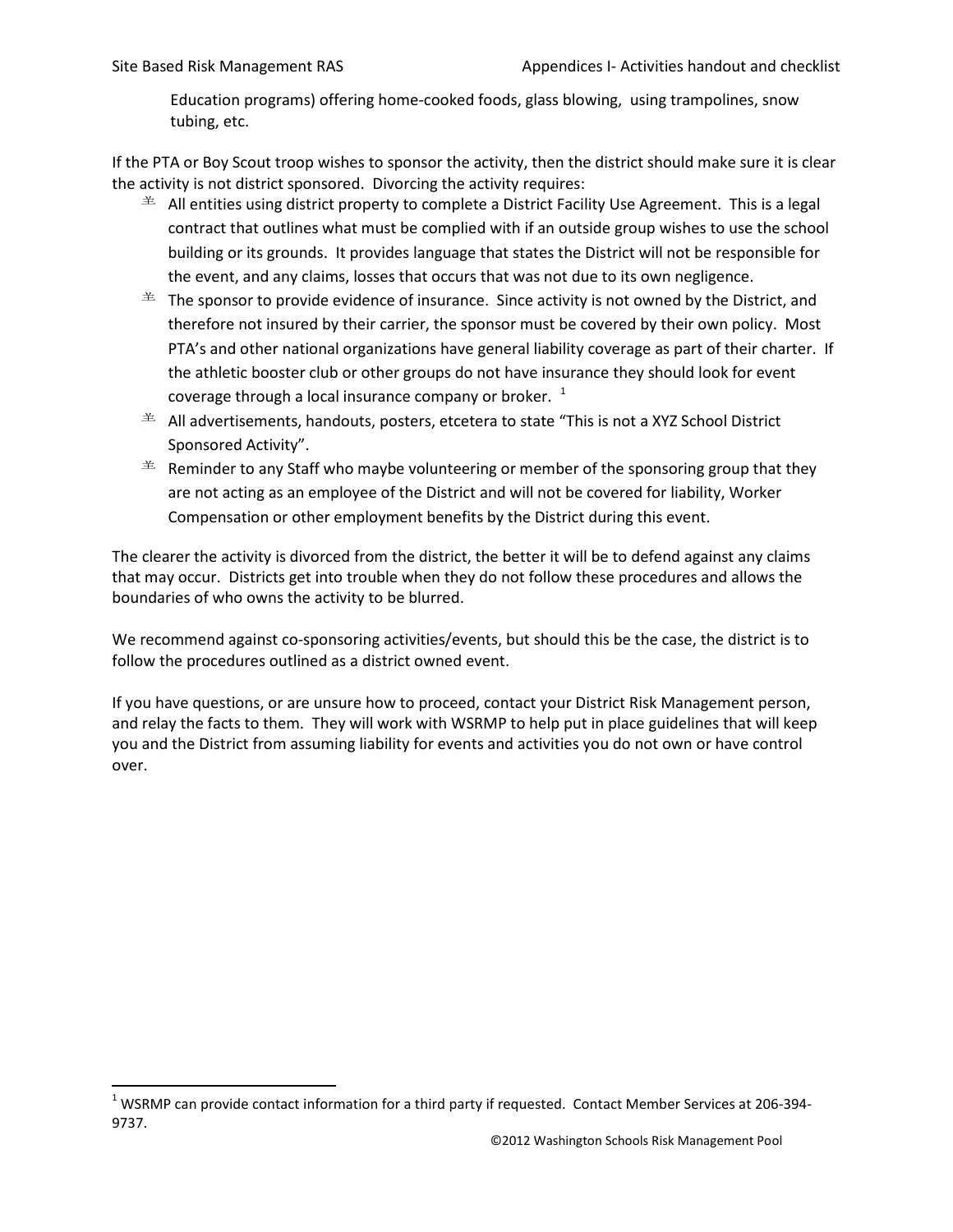Education programs) offering home-cooked foods, glass blowing, using trampolines, snow tubing, etc.

If the PTA or Boy Scout troop wishes to sponsor the activity, then the district should make sure it is clear the activity is not district sponsored. Divorcing the activity requires:

- All entities using district property to complete a District Facility Use Agreement. This is a legal contract that outlines what must be complied with if an outside group wishes to use the school building or its grounds. It provides language that states the District will not be responsible for the event, and any claims, losses that occurs that was not due to its own negligence.
- The sponsor to provide evidence of insurance. Since activity is not owned by the District, and therefore not insured by their carrier, the sponsor must be covered by their own policy. Most PTA's and other national organizations have general liability coverage as part of their charter. If the athletic booster club or other groups do not have insurance they should look for event coverage through a local insurance company or broker. [1]
- All advertisements, handouts, posters, etcetera to state "This is not a XYZ School District Sponsored Activity".
- Reminder to any Staff who maybe volunteering or member of the sponsoring group that they are not acting as an employee of the District and will not be covered for liability, Worker Compensation or other employment benefits by the District during this event.

The clearer the activity is divorced from the district, the better it will be to defend against any claims that may occur. Districts get into trouble when they do not follow these procedures and allows the boundaries of who owns the activity to be blurred.

We recommend against co-sponsoring activities/events, but should this be the case, the district is to follow the procedures outlined as a district owned event.

If you have questions, or are unsure how to proceed, contact your District Risk Management person, and relay the facts to them. They will work with WSRMP to help put in place guidelines that will keep you and the District from assuming liability for events and activities you do not own or have control over.

[1] WSRMP can provide contact information for a third party if requested. Contact Member Services at 206-394-9737.

©2012 Washington Schools Risk Management Pool